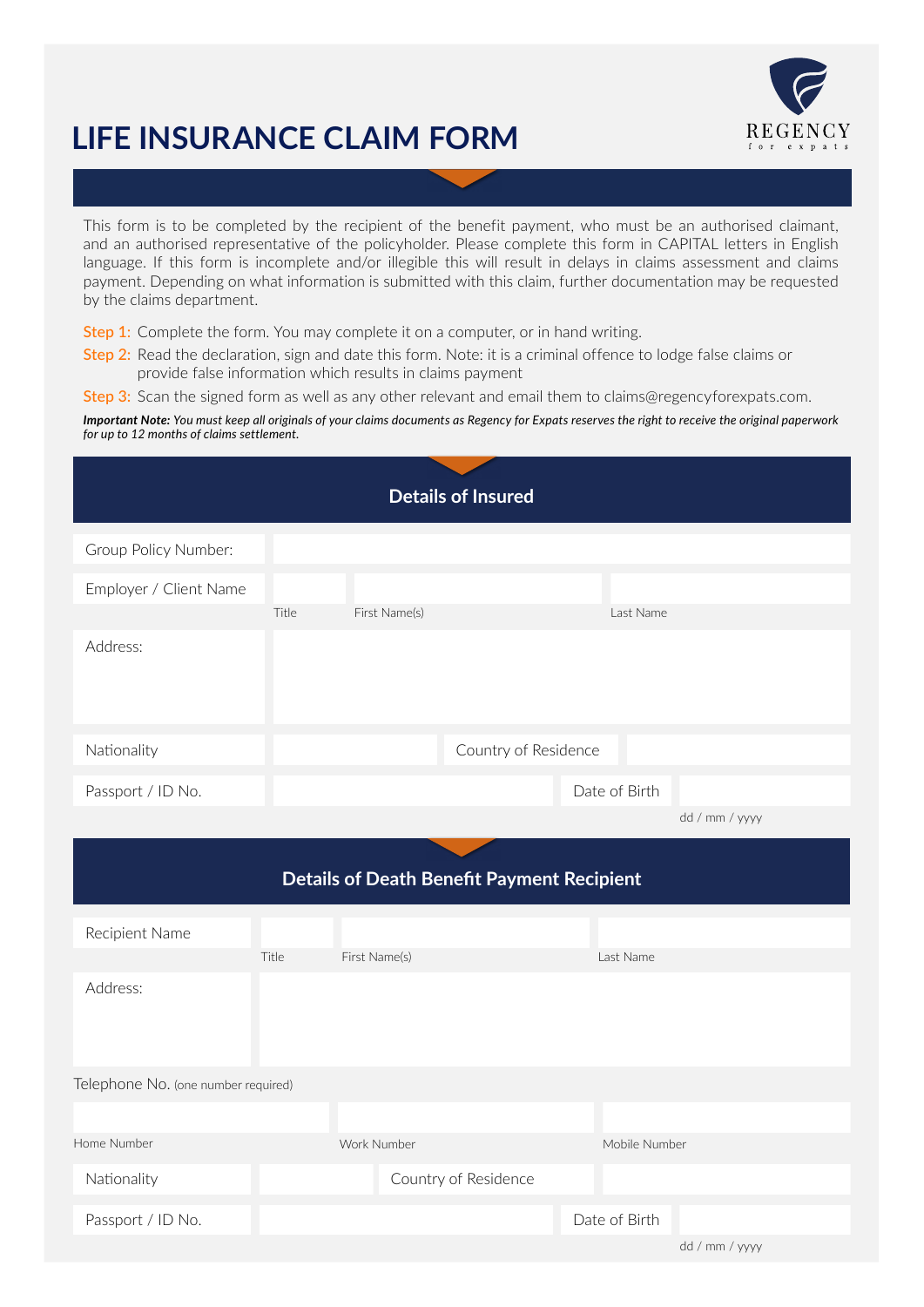# LIFE INSURANCE CLAIM FORM

REGENCY
for expats

This form is to be completed by the recipient of the benefit payment, who must be an authorised claimant, and an authorised representative of the policyholder. Please complete this form in CAPITAL letters in English language. If this form is incomplete and/or illegible this will result in delays in claims assessment and claims payment. Depending on what information is submitted with this claim, further documentation may be requested by the claims department.

**Step 1:** Complete the form. You may complete it on a computer, or in hand writing.

**Step 2:** Read the declaration, sign and date this form. Note: it is a criminal offence to lodge false claims or provide false information which results in claims payment

**Step 3:** Scan the signed form as well as any other relevant and email them to claims@regencyforexpats.com.

***Important Note:*** *You must keep all originals of your claims documents as Regency for Expats reserves the right to receive the original paperwork for up to 12 months of claims settlement.*

## Details of Insured

Group Policy Number:

Employer / Client Name

| Title | First Name(s) | Last Name |
|---|---|---|
| | | |

Address:

Nationality | Country of Residence

Passport / ID No. | Date of Birth (dd / mm / yyyy)

## Details of Death Benefit Payment Recipient

Recipient Name

| Title | First Name(s) | Last Name |
|---|---|---|
| | | |

Address:

Telephone No. (one number required)

| Home Number | Work Number | Mobile Number |
|---|---|---|
| | | |

Nationality | Country of Residence

Passport / ID No. | Date of Birth (dd / mm / yyyy)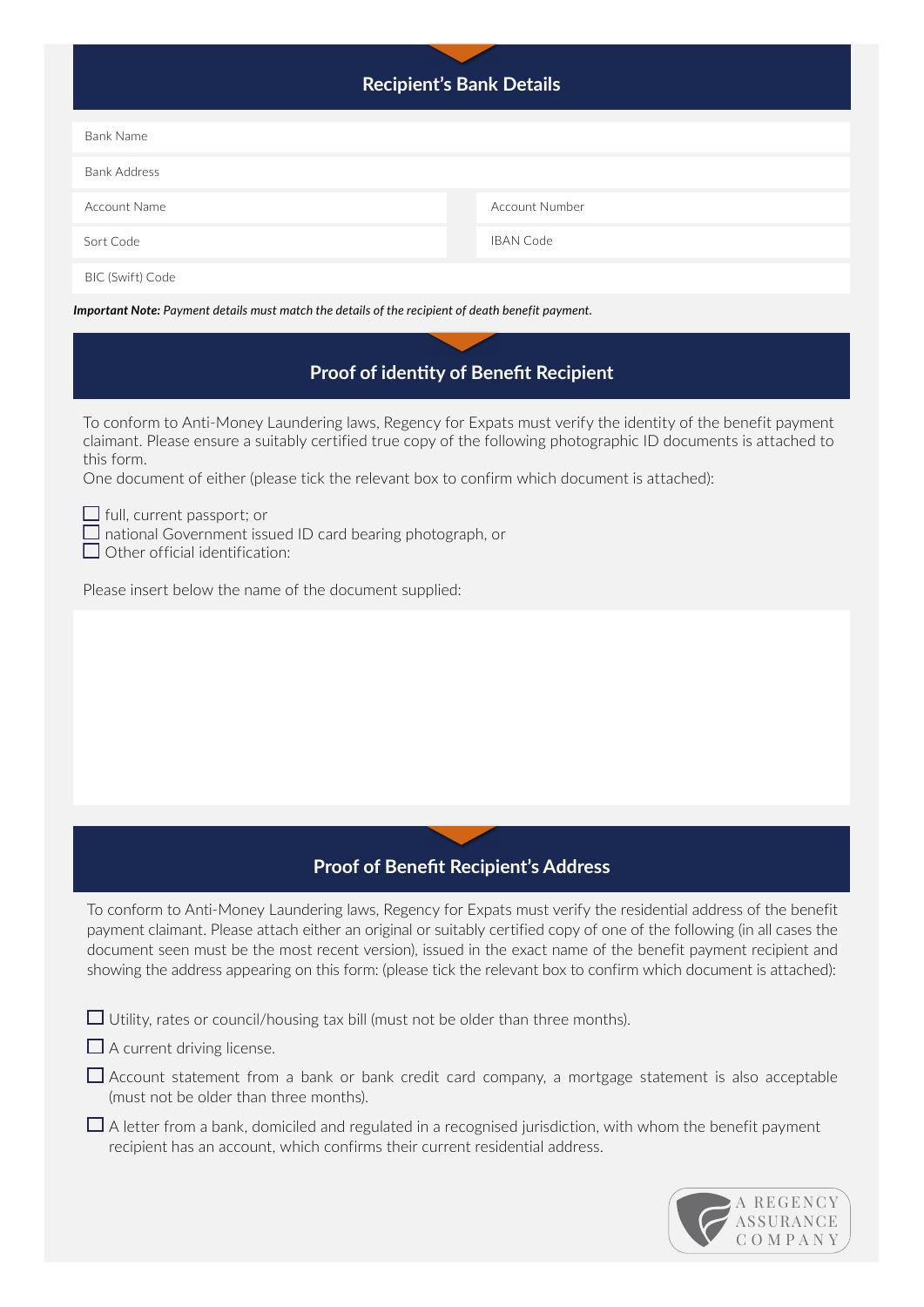## Recipient's Bank Details

| | |
|---|---|
| Bank Name | |
| Bank Address | |
| Account Name | Account Number |
| Sort Code | IBAN Code |
| BIC (Swift) Code | |

***Important Note:*** *Payment details must match the details of the recipient of death benefit payment.*

## Proof of identity of Benefit Recipient

To conform to Anti-Money Laundering laws, Regency for Expats must verify the identity of the benefit payment claimant. Please ensure a suitably certified true copy of the following photographic ID documents is attached to this form.

One document of either (please tick the relevant box to confirm which document is attached):

- ☐ full, current passport; or
- ☐ national Government issued ID card bearing photograph, or
- ☐ Other official identification:

Please insert below the name of the document supplied:

## Proof of Benefit Recipient's Address

To conform to Anti-Money Laundering laws, Regency for Expats must verify the residential address of the benefit payment claimant. Please attach either an original or suitably certified copy of one of the following (in all cases the document seen must be the most recent version), issued in the exact name of the benefit payment recipient and showing the address appearing on this form: (please tick the relevant box to confirm which document is attached):

- ☐ Utility, rates or council/housing tax bill (must not be older than three months).
- ☐ A current driving license.
- ☐ Account statement from a bank or bank credit card company, a mortgage statement is also acceptable (must not be older than three months).
- ☐ A letter from a bank, domiciled and regulated in a recognised jurisdiction, with whom the benefit payment recipient has an account, which confirms their current residential address.

A REGENCY ASSURANCE COMPANY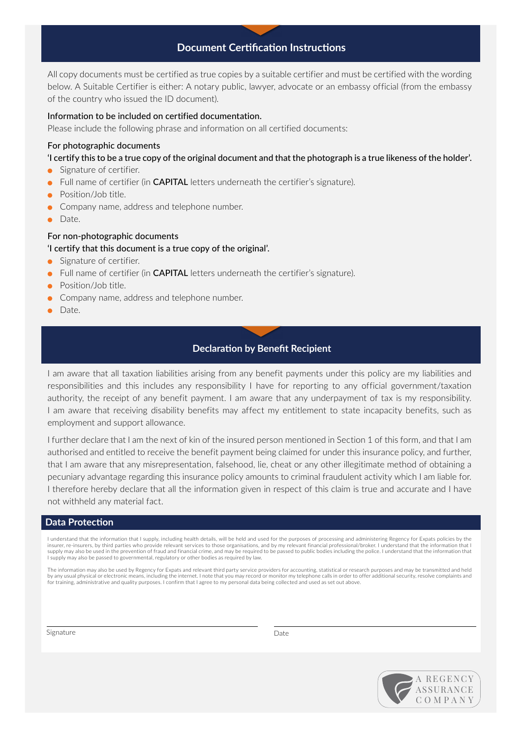## Document Certification Instructions

All copy documents must be certified as true copies by a suitable certifier and must be certified with the wording below. A Suitable Certifier is either: A notary public, lawyer, advocate or an embassy official (from the embassy of the country who issued the ID document).

Information to be included on certified documentation.

Please include the following phrase and information on all certified documents:

For photographic documents

'I certify this to be a true copy of the original document and that the photograph is a true likeness of the holder'.

- Signature of certifier.
- Full name of certifier (in CAPITAL letters underneath the certifier's signature).
- Position/Job title.
- Company name, address and telephone number.
- Date.

For non-photographic documents

'I certify that this document is a true copy of the original'.

- Signature of certifier.
- Full name of certifier (in CAPITAL letters underneath the certifier's signature).
- Position/Job title.
- Company name, address and telephone number.
- Date.

## Declaration by Benefit Recipient

I am aware that all taxation liabilities arising from any benefit payments under this policy are my liabilities and responsibilities and this includes any responsibility I have for reporting to any official government/taxation authority, the receipt of any benefit payment. I am aware that any underpayment of tax is my responsibility. I am aware that receiving disability benefits may affect my entitlement to state incapacity benefits, such as employment and support allowance.

I further declare that I am the next of kin of the insured person mentioned in Section 1 of this form, and that I am authorised and entitled to receive the benefit payment being claimed for under this insurance policy, and further, that I am aware that any misrepresentation, falsehood, lie, cheat or any other illegitimate method of obtaining a pecuniary advantage regarding this insurance policy amounts to criminal fraudulent activity which I am liable for. I therefore hereby declare that all the information given in respect of this claim is true and accurate and I have not withheld any material fact.

## Data Protection

I understand that the information that I supply, including health details, will be held and used for the purposes of processing and administering Regency for Expats policies by the insurer, re-insurers, by third parties who provide relevant services to those organisations, and by my relevant financial professional/broker. I understand that the information that I supply may also be used in the prevention of fraud and financial crime, and may be required to be passed to public bodies including the police. I understand that the information that I supply may also be passed to governmental, regulatory or other bodies as required by law.

The information may also be used by Regency for Expats and relevant third party service providers for accounting, statistical or research purposes and may be transmitted and held by any usual physical or electronic means, including the internet. I note that you may record or monitor my telephone calls in order to offer additional security, resolve complaints and for training, administrative and quality purposes. I confirm that I agree to my personal data being collected and used as set out above.

Signature

Date

A REGENCY ASSURANCE COMPANY